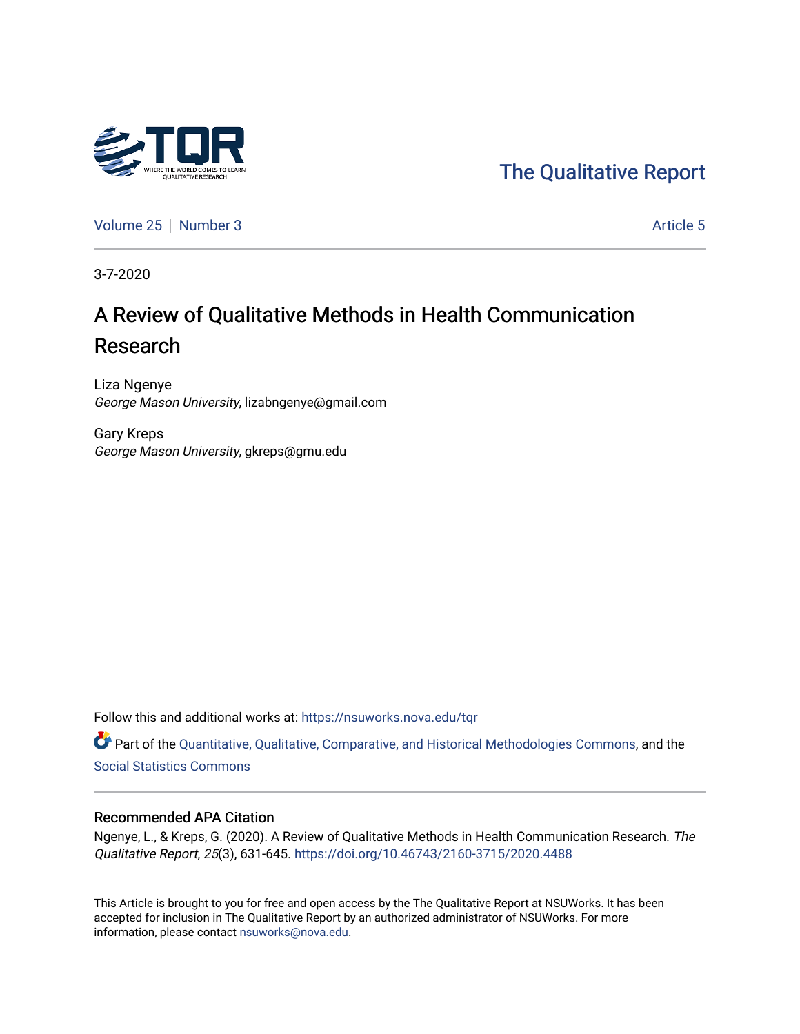The Qualitative Report

Volume 25 | Number 3 | Article 5

3-7-2020

# A Review of Qualitative Methods in Health Communication Research

Liza Ngenye
*George Mason University*, lizabngenye@gmail.com

Gary Kreps
*George Mason University*, gkreps@gmu.edu

Follow this and additional works at: https://nsuworks.nova.edu/tqr

Part of the Quantitative, Qualitative, Comparative, and Historical Methodologies Commons, and the Social Statistics Commons

## Recommended APA Citation

Ngenye, L., & Kreps, G. (2020). A Review of Qualitative Methods in Health Communication Research. *The Qualitative Report*, *25*(3), 631-645. https://doi.org/10.46743/2160-3715/2020.4488

This Article is brought to you for free and open access by the The Qualitative Report at NSUWorks. It has been accepted for inclusion in The Qualitative Report by an authorized administrator of NSUWorks. For more information, please contact nsuworks@nova.edu.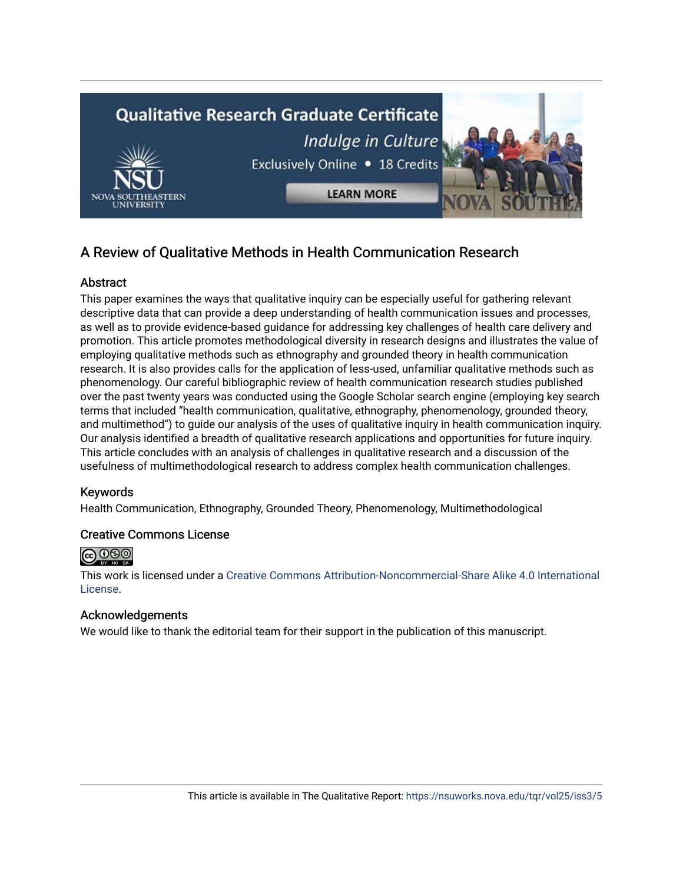# A Review of Qualitative Methods in Health Communication Research

## Abstract

This paper examines the ways that qualitative inquiry can be especially useful for gathering relevant descriptive data that can provide a deep understanding of health communication issues and processes, as well as to provide evidence-based guidance for addressing key challenges of health care delivery and promotion. This article promotes methodological diversity in research designs and illustrates the value of employing qualitative methods such as ethnography and grounded theory in health communication research. It is also provides calls for the application of less-used, unfamiliar qualitative methods such as phenomenology. Our careful bibliographic review of health communication research studies published over the past twenty years was conducted using the Google Scholar search engine (employing key search terms that included "health communication, qualitative, ethnography, phenomenology, grounded theory, and multimethod") to guide our analysis of the uses of qualitative inquiry in health communication inquiry. Our analysis identified a breadth of qualitative research applications and opportunities for future inquiry. This article concludes with an analysis of challenges in qualitative research and a discussion of the usefulness of multimethodological research to address complex health communication challenges.

## Keywords

Health Communication, Ethnography, Grounded Theory, Phenomenology, Multimethodological

## Creative Commons License

This work is licensed under a Creative Commons Attribution-Noncommercial-Share Alike 4.0 International License.

## Acknowledgements

We would like to thank the editorial team for their support in the publication of this manuscript.

This article is available in The Qualitative Report: https://nsuworks.nova.edu/tqr/vol25/iss3/5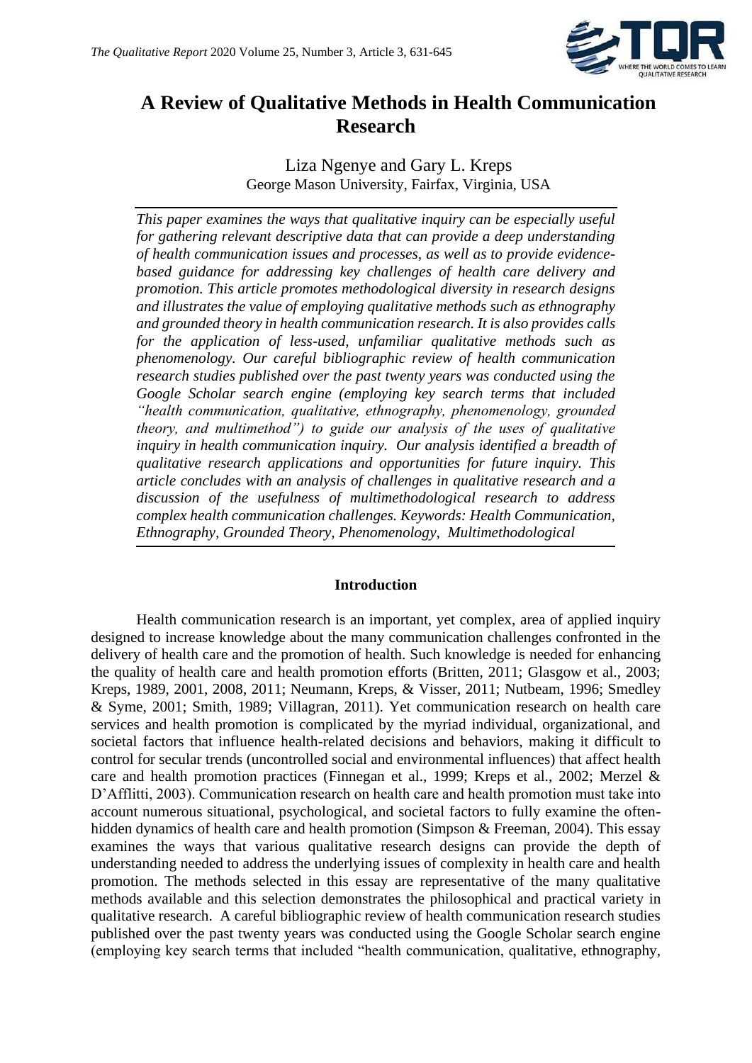# A Review of Qualitative Methods in Health Communication Research

Liza Ngenye and Gary L. Kreps
George Mason University, Fairfax, Virginia, USA

*This paper examines the ways that qualitative inquiry can be especially useful for gathering relevant descriptive data that can provide a deep understanding of health communication issues and processes, as well as to provide evidence-based guidance for addressing key challenges of health care delivery and promotion. This article promotes methodological diversity in research designs and illustrates the value of employing qualitative methods such as ethnography and grounded theory in health communication research. It is also provides calls for the application of less-used, unfamiliar qualitative methods such as phenomenology. Our careful bibliographic review of health communication research studies published over the past twenty years was conducted using the Google Scholar search engine (employing key search terms that included "health communication, qualitative, ethnography, phenomenology, grounded theory, and multimethod") to guide our analysis of the uses of qualitative inquiry in health communication inquiry. Our analysis identified a breadth of qualitative research applications and opportunities for future inquiry. This article concludes with an analysis of challenges in qualitative research and a discussion of the usefulness of multimethodological research to address complex health communication challenges. Keywords: Health Communication, Ethnography, Grounded Theory, Phenomenology, Multimethodological*

## Introduction

Health communication research is an important, yet complex, area of applied inquiry designed to increase knowledge about the many communication challenges confronted in the delivery of health care and the promotion of health. Such knowledge is needed for enhancing the quality of health care and health promotion efforts (Britten, 2011; Glasgow et al., 2003; Kreps, 1989, 2001, 2008, 2011; Neumann, Kreps, & Visser, 2011; Nutbeam, 1996; Smedley & Syme, 2001; Smith, 1989; Villagran, 2011). Yet communication research on health care services and health promotion is complicated by the myriad individual, organizational, and societal factors that influence health-related decisions and behaviors, making it difficult to control for secular trends (uncontrolled social and environmental influences) that affect health care and health promotion practices (Finnegan et al., 1999; Kreps et al., 2002; Merzel & D'Afflitti, 2003). Communication research on health care and health promotion must take into account numerous situational, psychological, and societal factors to fully examine the often-hidden dynamics of health care and health promotion (Simpson & Freeman, 2004). This essay examines the ways that various qualitative research designs can provide the depth of understanding needed to address the underlying issues of complexity in health care and health promotion. The methods selected in this essay are representative of the many qualitative methods available and this selection demonstrates the philosophical and practical variety in qualitative research. A careful bibliographic review of health communication research studies published over the past twenty years was conducted using the Google Scholar search engine (employing key search terms that included "health communication, qualitative, ethnography,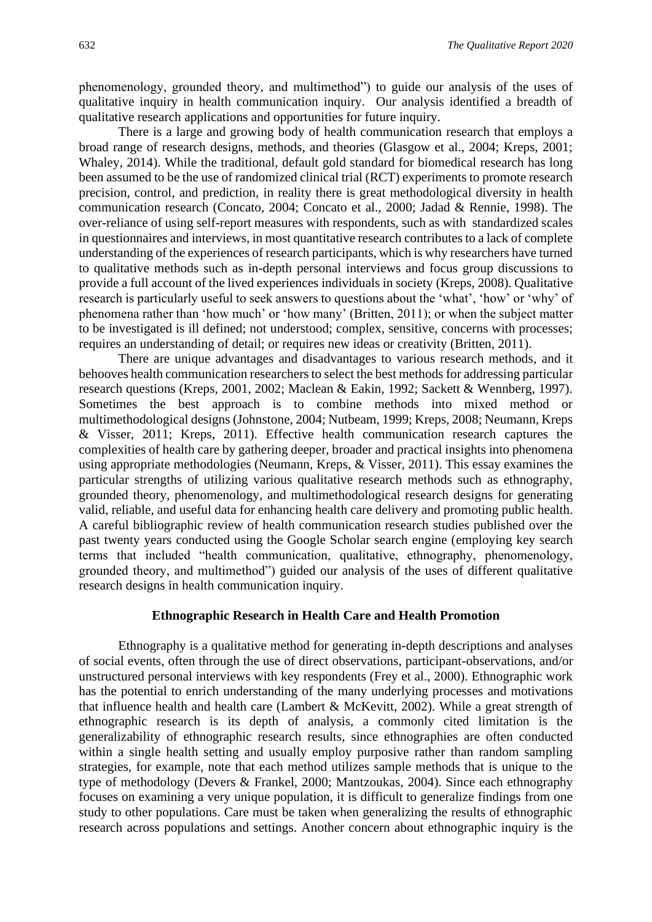phenomenology, grounded theory, and multimethod") to guide our analysis of the uses of qualitative inquiry in health communication inquiry. Our analysis identified a breadth of qualitative research applications and opportunities for future inquiry.

There is a large and growing body of health communication research that employs a broad range of research designs, methods, and theories (Glasgow et al., 2004; Kreps, 2001; Whaley, 2014). While the traditional, default gold standard for biomedical research has long been assumed to be the use of randomized clinical trial (RCT) experiments to promote research precision, control, and prediction, in reality there is great methodological diversity in health communication research (Concato, 2004; Concato et al., 2000; Jadad & Rennie, 1998). The over-reliance of using self-report measures with respondents, such as with standardized scales in questionnaires and interviews, in most quantitative research contributes to a lack of complete understanding of the experiences of research participants, which is why researchers have turned to qualitative methods such as in-depth personal interviews and focus group discussions to provide a full account of the lived experiences individuals in society (Kreps, 2008). Qualitative research is particularly useful to seek answers to questions about the 'what', 'how' or 'why' of phenomena rather than 'how much' or 'how many' (Britten, 2011); or when the subject matter to be investigated is ill defined; not understood; complex, sensitive, concerns with processes; requires an understanding of detail; or requires new ideas or creativity (Britten, 2011).

There are unique advantages and disadvantages to various research methods, and it behooves health communication researchers to select the best methods for addressing particular research questions (Kreps, 2001, 2002; Maclean & Eakin, 1992; Sackett & Wennberg, 1997). Sometimes the best approach is to combine methods into mixed method or multimethodological designs (Johnstone, 2004; Nutbeam, 1999; Kreps, 2008; Neumann, Kreps & Visser, 2011; Kreps, 2011). Effective health communication research captures the complexities of health care by gathering deeper, broader and practical insights into phenomena using appropriate methodologies (Neumann, Kreps, & Visser, 2011). This essay examines the particular strengths of utilizing various qualitative research methods such as ethnography, grounded theory, phenomenology, and multimethodological research designs for generating valid, reliable, and useful data for enhancing health care delivery and promoting public health. A careful bibliographic review of health communication research studies published over the past twenty years conducted using the Google Scholar search engine (employing key search terms that included "health communication, qualitative, ethnography, phenomenology, grounded theory, and multimethod") guided our analysis of the uses of different qualitative research designs in health communication inquiry.

## Ethnographic Research in Health Care and Health Promotion

Ethnography is a qualitative method for generating in-depth descriptions and analyses of social events, often through the use of direct observations, participant-observations, and/or unstructured personal interviews with key respondents (Frey et al., 2000). Ethnographic work has the potential to enrich understanding of the many underlying processes and motivations that influence health and health care (Lambert & McKevitt, 2002). While a great strength of ethnographic research is its depth of analysis, a commonly cited limitation is the generalizability of ethnographic research results, since ethnographies are often conducted within a single health setting and usually employ purposive rather than random sampling strategies, for example, note that each method utilizes sample methods that is unique to the type of methodology (Devers & Frankel, 2000; Mantzoukas, 2004). Since each ethnography focuses on examining a very unique population, it is difficult to generalize findings from one study to other populations. Care must be taken when generalizing the results of ethnographic research across populations and settings. Another concern about ethnographic inquiry is the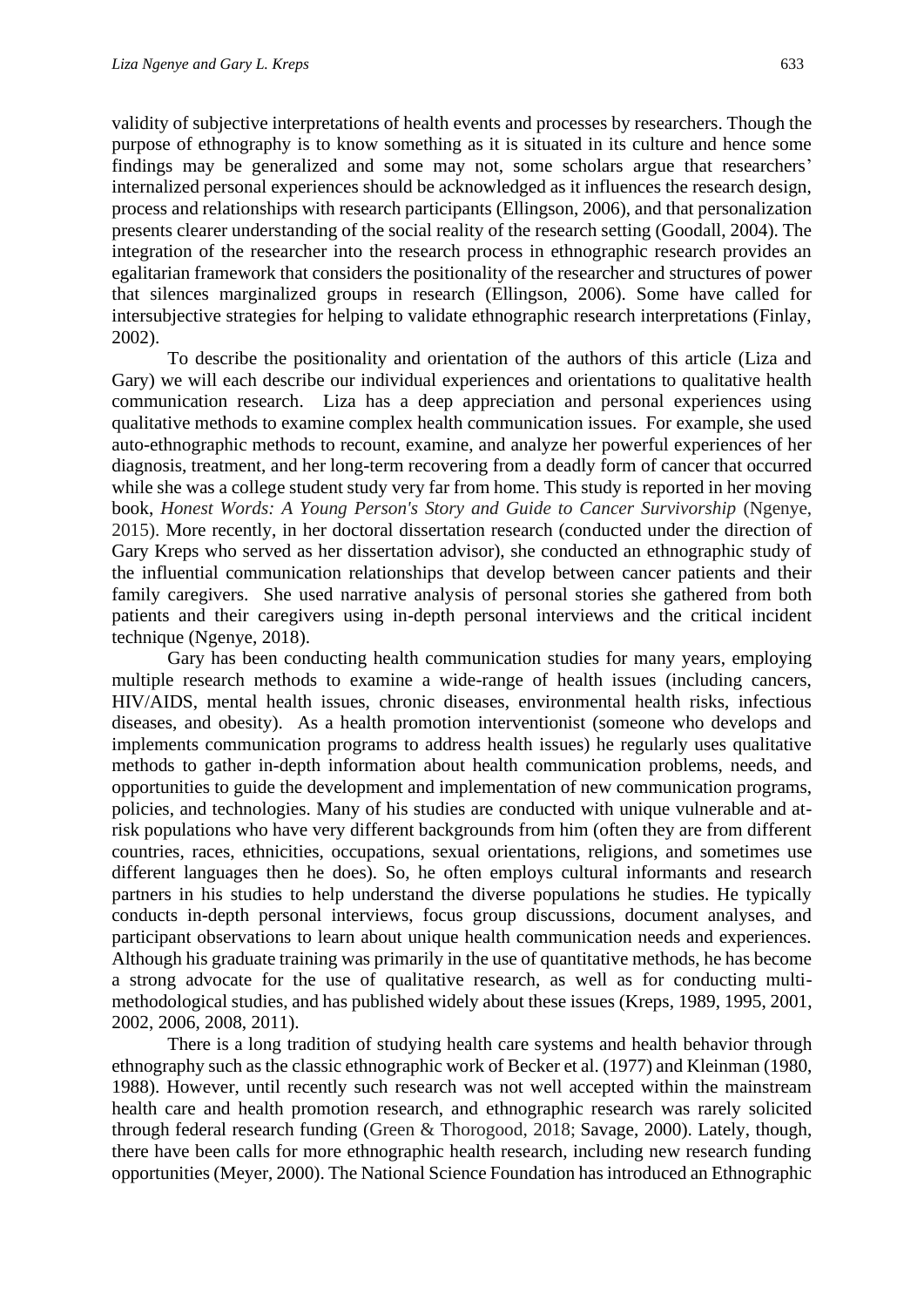validity of subjective interpretations of health events and processes by researchers. Though the purpose of ethnography is to know something as it is situated in its culture and hence some findings may be generalized and some may not, some scholars argue that researchers' internalized personal experiences should be acknowledged as it influences the research design, process and relationships with research participants (Ellingson, 2006), and that personalization presents clearer understanding of the social reality of the research setting (Goodall, 2004). The integration of the researcher into the research process in ethnographic research provides an egalitarian framework that considers the positionality of the researcher and structures of power that silences marginalized groups in research (Ellingson, 2006). Some have called for intersubjective strategies for helping to validate ethnographic research interpretations (Finlay, 2002).

To describe the positionality and orientation of the authors of this article (Liza and Gary) we will each describe our individual experiences and orientations to qualitative health communication research. Liza has a deep appreciation and personal experiences using qualitative methods to examine complex health communication issues. For example, she used auto-ethnographic methods to recount, examine, and analyze her powerful experiences of her diagnosis, treatment, and her long-term recovering from a deadly form of cancer that occurred while she was a college student study very far from home. This study is reported in her moving book, *Honest Words: A Young Person's Story and Guide to Cancer Survivorship* (Ngenye, 2015). More recently, in her doctoral dissertation research (conducted under the direction of Gary Kreps who served as her dissertation advisor), she conducted an ethnographic study of the influential communication relationships that develop between cancer patients and their family caregivers. She used narrative analysis of personal stories she gathered from both patients and their caregivers using in-depth personal interviews and the critical incident technique (Ngenye, 2018).

Gary has been conducting health communication studies for many years, employing multiple research methods to examine a wide-range of health issues (including cancers, HIV/AIDS, mental health issues, chronic diseases, environmental health risks, infectious diseases, and obesity). As a health promotion interventionist (someone who develops and implements communication programs to address health issues) he regularly uses qualitative methods to gather in-depth information about health communication problems, needs, and opportunities to guide the development and implementation of new communication programs, policies, and technologies. Many of his studies are conducted with unique vulnerable and at-risk populations who have very different backgrounds from him (often they are from different countries, races, ethnicities, occupations, sexual orientations, religions, and sometimes use different languages then he does). So, he often employs cultural informants and research partners in his studies to help understand the diverse populations he studies. He typically conducts in-depth personal interviews, focus group discussions, document analyses, and participant observations to learn about unique health communication needs and experiences. Although his graduate training was primarily in the use of quantitative methods, he has become a strong advocate for the use of qualitative research, as well as for conducting multi-methodological studies, and has published widely about these issues (Kreps, 1989, 1995, 2001, 2002, 2006, 2008, 2011).

There is a long tradition of studying health care systems and health behavior through ethnography such as the classic ethnographic work of Becker et al. (1977) and Kleinman (1980, 1988). However, until recently such research was not well accepted within the mainstream health care and health promotion research, and ethnographic research was rarely solicited through federal research funding (Green & Thorogood, 2018; Savage, 2000). Lately, though, there have been calls for more ethnographic health research, including new research funding opportunities (Meyer, 2000). The National Science Foundation has introduced an Ethnographic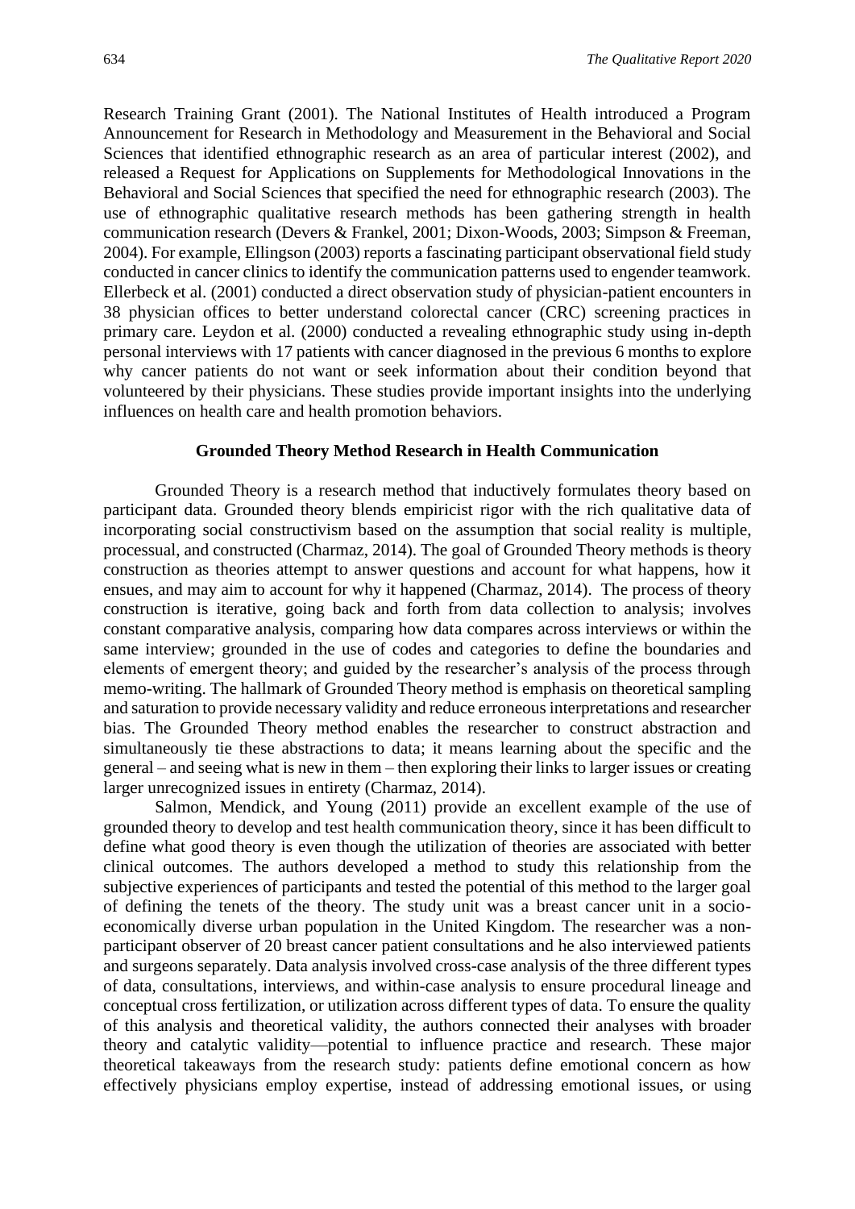Research Training Grant (2001). The National Institutes of Health introduced a Program Announcement for Research in Methodology and Measurement in the Behavioral and Social Sciences that identified ethnographic research as an area of particular interest (2002), and released a Request for Applications on Supplements for Methodological Innovations in the Behavioral and Social Sciences that specified the need for ethnographic research (2003). The use of ethnographic qualitative research methods has been gathering strength in health communication research (Devers & Frankel, 2001; Dixon-Woods, 2003; Simpson & Freeman, 2004). For example, Ellingson (2003) reports a fascinating participant observational field study conducted in cancer clinics to identify the communication patterns used to engender teamwork. Ellerbeck et al. (2001) conducted a direct observation study of physician-patient encounters in 38 physician offices to better understand colorectal cancer (CRC) screening practices in primary care. Leydon et al. (2000) conducted a revealing ethnographic study using in-depth personal interviews with 17 patients with cancer diagnosed in the previous 6 months to explore why cancer patients do not want or seek information about their condition beyond that volunteered by their physicians. These studies provide important insights into the underlying influences on health care and health promotion behaviors.

## Grounded Theory Method Research in Health Communication

Grounded Theory is a research method that inductively formulates theory based on participant data. Grounded theory blends empiricist rigor with the rich qualitative data of incorporating social constructivism based on the assumption that social reality is multiple, processual, and constructed (Charmaz, 2014). The goal of Grounded Theory methods is theory construction as theories attempt to answer questions and account for what happens, how it ensues, and may aim to account for why it happened (Charmaz, 2014). The process of theory construction is iterative, going back and forth from data collection to analysis; involves constant comparative analysis, comparing how data compares across interviews or within the same interview; grounded in the use of codes and categories to define the boundaries and elements of emergent theory; and guided by the researcher's analysis of the process through memo-writing. The hallmark of Grounded Theory method is emphasis on theoretical sampling and saturation to provide necessary validity and reduce erroneous interpretations and researcher bias. The Grounded Theory method enables the researcher to construct abstraction and simultaneously tie these abstractions to data; it means learning about the specific and the general – and seeing what is new in them – then exploring their links to larger issues or creating larger unrecognized issues in entirety (Charmaz, 2014).

Salmon, Mendick, and Young (2011) provide an excellent example of the use of grounded theory to develop and test health communication theory, since it has been difficult to define what good theory is even though the utilization of theories are associated with better clinical outcomes. The authors developed a method to study this relationship from the subjective experiences of participants and tested the potential of this method to the larger goal of defining the tenets of the theory. The study unit was a breast cancer unit in a socio-economically diverse urban population in the United Kingdom. The researcher was a non-participant observer of 20 breast cancer patient consultations and he also interviewed patients and surgeons separately. Data analysis involved cross-case analysis of the three different types of data, consultations, interviews, and within-case analysis to ensure procedural lineage and conceptual cross fertilization, or utilization across different types of data. To ensure the quality of this analysis and theoretical validity, the authors connected their analyses with broader theory and catalytic validity—potential to influence practice and research. These major theoretical takeaways from the research study: patients define emotional concern as how effectively physicians employ expertise, instead of addressing emotional issues, or using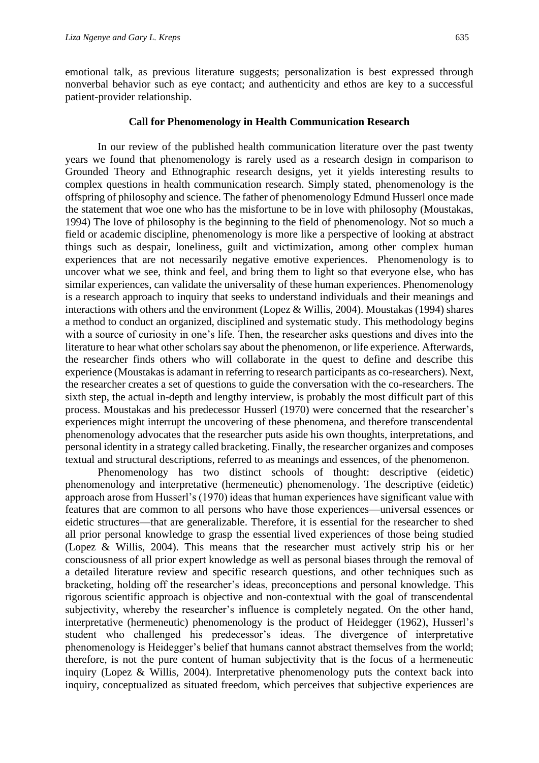emotional talk, as previous literature suggests; personalization is best expressed through nonverbal behavior such as eye contact; and authenticity and ethos are key to a successful patient-provider relationship.

## Call for Phenomenology in Health Communication Research

In our review of the published health communication literature over the past twenty years we found that phenomenology is rarely used as a research design in comparison to Grounded Theory and Ethnographic research designs, yet it yields interesting results to complex questions in health communication research. Simply stated, phenomenology is the offspring of philosophy and science. The father of phenomenology Edmund Husserl once made the statement that woe one who has the misfortune to be in love with philosophy (Moustakas, 1994) The love of philosophy is the beginning to the field of phenomenology. Not so much a field or academic discipline, phenomenology is more like a perspective of looking at abstract things such as despair, loneliness, guilt and victimization, among other complex human experiences that are not necessarily negative emotive experiences. Phenomenology is to uncover what we see, think and feel, and bring them to light so that everyone else, who has similar experiences, can validate the universality of these human experiences. Phenomenology is a research approach to inquiry that seeks to understand individuals and their meanings and interactions with others and the environment (Lopez & Willis, 2004). Moustakas (1994) shares a method to conduct an organized, disciplined and systematic study. This methodology begins with a source of curiosity in one's life. Then, the researcher asks questions and dives into the literature to hear what other scholars say about the phenomenon, or life experience. Afterwards, the researcher finds others who will collaborate in the quest to define and describe this experience (Moustakas is adamant in referring to research participants as co-researchers). Next, the researcher creates a set of questions to guide the conversation with the co-researchers. The sixth step, the actual in-depth and lengthy interview, is probably the most difficult part of this process. Moustakas and his predecessor Husserl (1970) were concerned that the researcher's experiences might interrupt the uncovering of these phenomena, and therefore transcendental phenomenology advocates that the researcher puts aside his own thoughts, interpretations, and personal identity in a strategy called bracketing. Finally, the researcher organizes and composes textual and structural descriptions, referred to as meanings and essences, of the phenomenon.

Phenomenology has two distinct schools of thought: descriptive (eidetic) phenomenology and interpretative (hermeneutic) phenomenology. The descriptive (eidetic) approach arose from Husserl's (1970) ideas that human experiences have significant value with features that are common to all persons who have those experiences—universal essences or eidetic structures—that are generalizable. Therefore, it is essential for the researcher to shed all prior personal knowledge to grasp the essential lived experiences of those being studied (Lopez & Willis, 2004). This means that the researcher must actively strip his or her consciousness of all prior expert knowledge as well as personal biases through the removal of a detailed literature review and specific research questions, and other techniques such as bracketing, holding off the researcher's ideas, preconceptions and personal knowledge. This rigorous scientific approach is objective and non-contextual with the goal of transcendental subjectivity, whereby the researcher's influence is completely negated. On the other hand, interpretative (hermeneutic) phenomenology is the product of Heidegger (1962), Husserl's student who challenged his predecessor's ideas. The divergence of interpretative phenomenology is Heidegger's belief that humans cannot abstract themselves from the world; therefore, is not the pure content of human subjectivity that is the focus of a hermeneutic inquiry (Lopez & Willis, 2004). Interpretative phenomenology puts the context back into inquiry, conceptualized as situated freedom, which perceives that subjective experiences are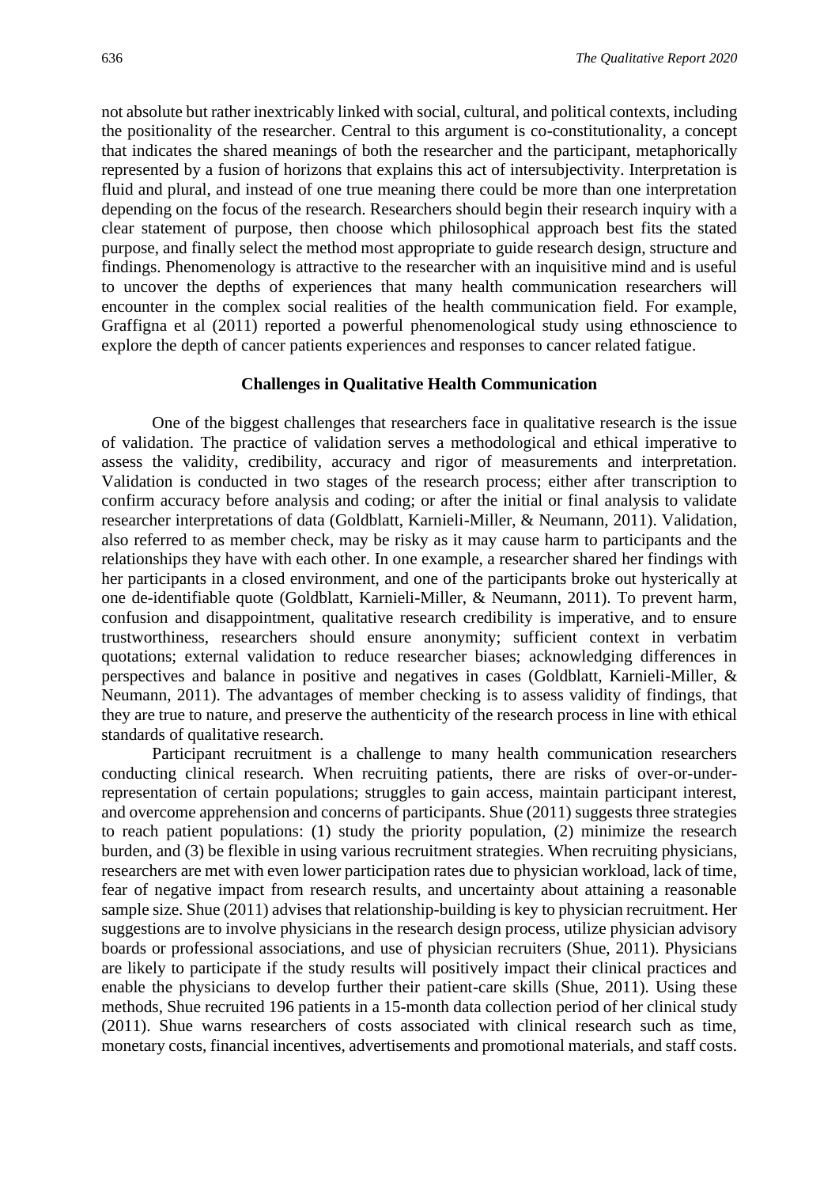not absolute but rather inextricably linked with social, cultural, and political contexts, including the positionality of the researcher. Central to this argument is co-constitutionality, a concept that indicates the shared meanings of both the researcher and the participant, metaphorically represented by a fusion of horizons that explains this act of intersubjectivity. Interpretation is fluid and plural, and instead of one true meaning there could be more than one interpretation depending on the focus of the research. Researchers should begin their research inquiry with a clear statement of purpose, then choose which philosophical approach best fits the stated purpose, and finally select the method most appropriate to guide research design, structure and findings. Phenomenology is attractive to the researcher with an inquisitive mind and is useful to uncover the depths of experiences that many health communication researchers will encounter in the complex social realities of the health communication field. For example, Graffigna et al (2011) reported a powerful phenomenological study using ethnoscience to explore the depth of cancer patients experiences and responses to cancer related fatigue.

## Challenges in Qualitative Health Communication

One of the biggest challenges that researchers face in qualitative research is the issue of validation. The practice of validation serves a methodological and ethical imperative to assess the validity, credibility, accuracy and rigor of measurements and interpretation. Validation is conducted in two stages of the research process; either after transcription to confirm accuracy before analysis and coding; or after the initial or final analysis to validate researcher interpretations of data (Goldblatt, Karnieli-Miller, & Neumann, 2011). Validation, also referred to as member check, may be risky as it may cause harm to participants and the relationships they have with each other. In one example, a researcher shared her findings with her participants in a closed environment, and one of the participants broke out hysterically at one de-identifiable quote (Goldblatt, Karnieli-Miller, & Neumann, 2011). To prevent harm, confusion and disappointment, qualitative research credibility is imperative, and to ensure trustworthiness, researchers should ensure anonymity; sufficient context in verbatim quotations; external validation to reduce researcher biases; acknowledging differences in perspectives and balance in positive and negatives in cases (Goldblatt, Karnieli-Miller, & Neumann, 2011). The advantages of member checking is to assess validity of findings, that they are true to nature, and preserve the authenticity of the research process in line with ethical standards of qualitative research.

Participant recruitment is a challenge to many health communication researchers conducting clinical research. When recruiting patients, there are risks of over-or-under-representation of certain populations; struggles to gain access, maintain participant interest, and overcome apprehension and concerns of participants. Shue (2011) suggests three strategies to reach patient populations: (1) study the priority population, (2) minimize the research burden, and (3) be flexible in using various recruitment strategies. When recruiting physicians, researchers are met with even lower participation rates due to physician workload, lack of time, fear of negative impact from research results, and uncertainty about attaining a reasonable sample size. Shue (2011) advises that relationship-building is key to physician recruitment. Her suggestions are to involve physicians in the research design process, utilize physician advisory boards or professional associations, and use of physician recruiters (Shue, 2011). Physicians are likely to participate if the study results will positively impact their clinical practices and enable the physicians to develop further their patient-care skills (Shue, 2011). Using these methods, Shue recruited 196 patients in a 15-month data collection period of her clinical study (2011). Shue warns researchers of costs associated with clinical research such as time, monetary costs, financial incentives, advertisements and promotional materials, and staff costs.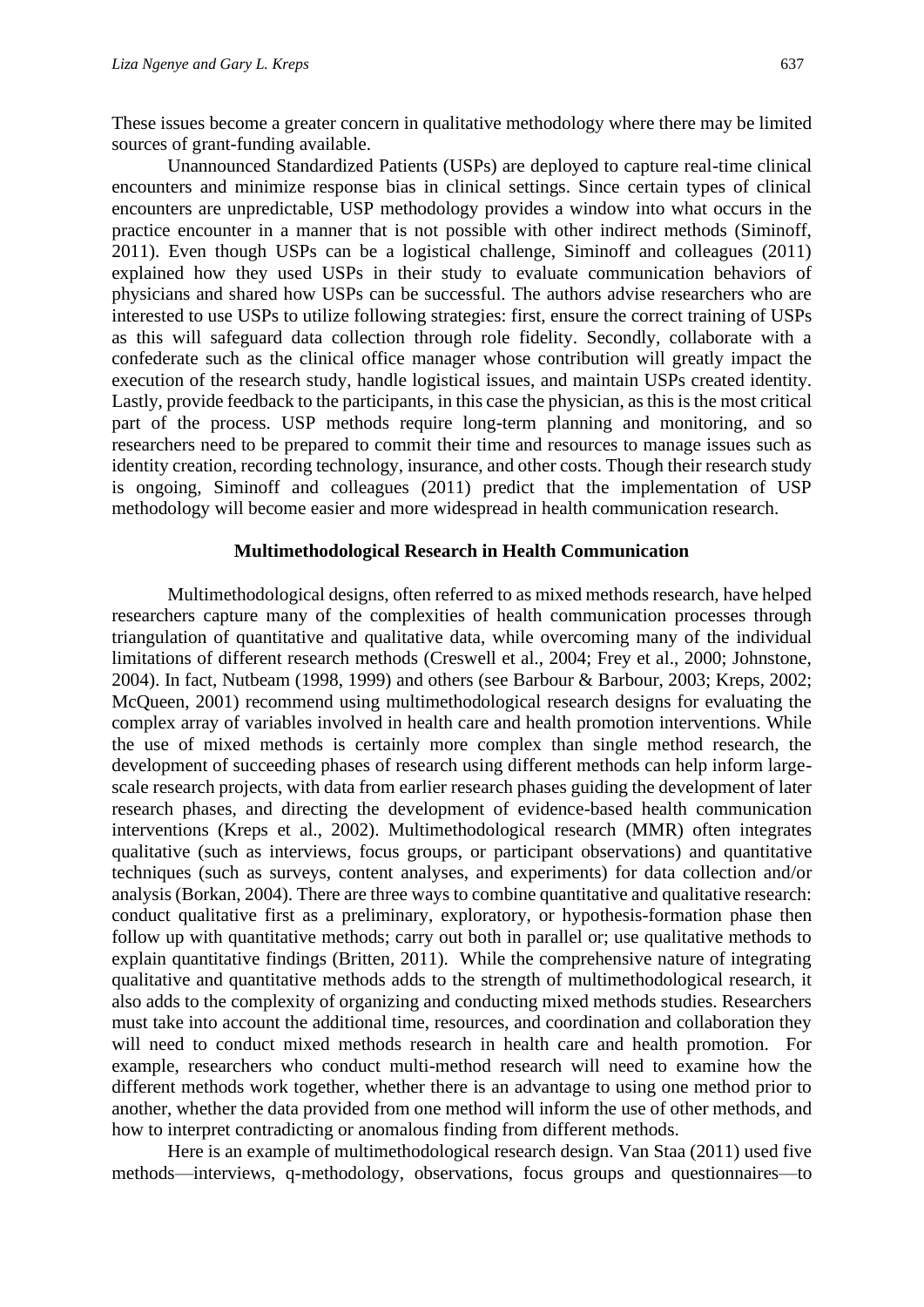These issues become a greater concern in qualitative methodology where there may be limited sources of grant-funding available.

Unannounced Standardized Patients (USPs) are deployed to capture real-time clinical encounters and minimize response bias in clinical settings. Since certain types of clinical encounters are unpredictable, USP methodology provides a window into what occurs in the practice encounter in a manner that is not possible with other indirect methods (Siminoff, 2011). Even though USPs can be a logistical challenge, Siminoff and colleagues (2011) explained how they used USPs in their study to evaluate communication behaviors of physicians and shared how USPs can be successful. The authors advise researchers who are interested to use USPs to utilize following strategies: first, ensure the correct training of USPs as this will safeguard data collection through role fidelity. Secondly, collaborate with a confederate such as the clinical office manager whose contribution will greatly impact the execution of the research study, handle logistical issues, and maintain USPs created identity. Lastly, provide feedback to the participants, in this case the physician, as this is the most critical part of the process. USP methods require long-term planning and monitoring, and so researchers need to be prepared to commit their time and resources to manage issues such as identity creation, recording technology, insurance, and other costs. Though their research study is ongoing, Siminoff and colleagues (2011) predict that the implementation of USP methodology will become easier and more widespread in health communication research.

## Multimethodological Research in Health Communication

Multimethodological designs, often referred to as mixed methods research, have helped researchers capture many of the complexities of health communication processes through triangulation of quantitative and qualitative data, while overcoming many of the individual limitations of different research methods (Creswell et al., 2004; Frey et al., 2000; Johnstone, 2004). In fact, Nutbeam (1998, 1999) and others (see Barbour & Barbour, 2003; Kreps, 2002; McQueen, 2001) recommend using multimethodological research designs for evaluating the complex array of variables involved in health care and health promotion interventions. While the use of mixed methods is certainly more complex than single method research, the development of succeeding phases of research using different methods can help inform large-scale research projects, with data from earlier research phases guiding the development of later research phases, and directing the development of evidence-based health communication interventions (Kreps et al., 2002). Multimethodological research (MMR) often integrates qualitative (such as interviews, focus groups, or participant observations) and quantitative techniques (such as surveys, content analyses, and experiments) for data collection and/or analysis (Borkan, 2004). There are three ways to combine quantitative and qualitative research: conduct qualitative first as a preliminary, exploratory, or hypothesis-formation phase then follow up with quantitative methods; carry out both in parallel or; use qualitative methods to explain quantitative findings (Britten, 2011). While the comprehensive nature of integrating qualitative and quantitative methods adds to the strength of multimethodological research, it also adds to the complexity of organizing and conducting mixed methods studies. Researchers must take into account the additional time, resources, and coordination and collaboration they will need to conduct mixed methods research in health care and health promotion. For example, researchers who conduct multi-method research will need to examine how the different methods work together, whether there is an advantage to using one method prior to another, whether the data provided from one method will inform the use of other methods, and how to interpret contradicting or anomalous finding from different methods.

Here is an example of multimethodological research design. Van Staa (2011) used five methods—interviews, q-methodology, observations, focus groups and questionnaires—to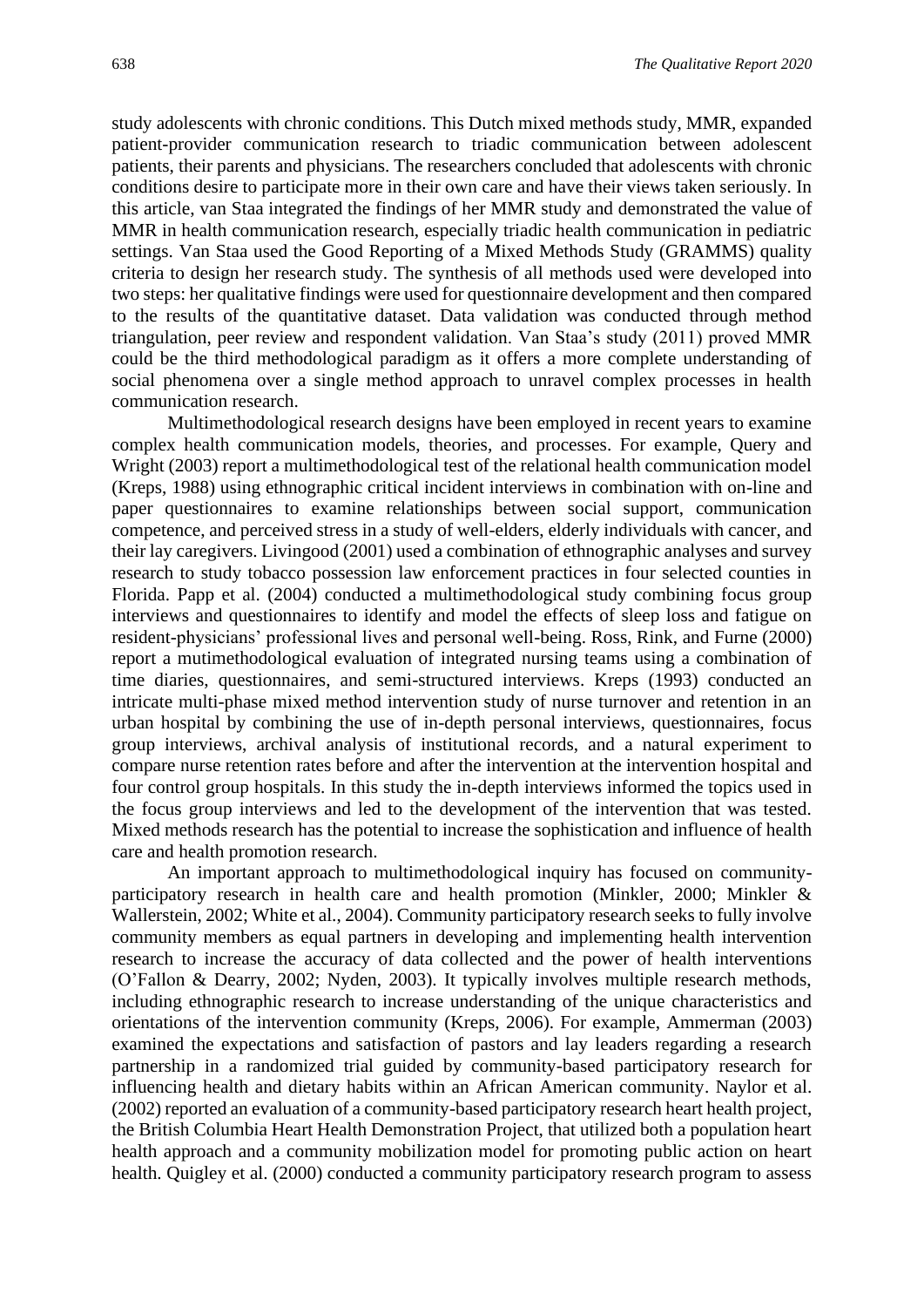study adolescents with chronic conditions. This Dutch mixed methods study, MMR, expanded patient-provider communication research to triadic communication between adolescent patients, their parents and physicians. The researchers concluded that adolescents with chronic conditions desire to participate more in their own care and have their views taken seriously. In this article, van Staa integrated the findings of her MMR study and demonstrated the value of MMR in health communication research, especially triadic health communication in pediatric settings. Van Staa used the Good Reporting of a Mixed Methods Study (GRAMMS) quality criteria to design her research study. The synthesis of all methods used were developed into two steps: her qualitative findings were used for questionnaire development and then compared to the results of the quantitative dataset. Data validation was conducted through method triangulation, peer review and respondent validation. Van Staa's study (2011) proved MMR could be the third methodological paradigm as it offers a more complete understanding of social phenomena over a single method approach to unravel complex processes in health communication research.

Multimethodological research designs have been employed in recent years to examine complex health communication models, theories, and processes. For example, Query and Wright (2003) report a multimethodological test of the relational health communication model (Kreps, 1988) using ethnographic critical incident interviews in combination with on-line and paper questionnaires to examine relationships between social support, communication competence, and perceived stress in a study of well-elders, elderly individuals with cancer, and their lay caregivers. Livingood (2001) used a combination of ethnographic analyses and survey research to study tobacco possession law enforcement practices in four selected counties in Florida. Papp et al. (2004) conducted a multimethodological study combining focus group interviews and questionnaires to identify and model the effects of sleep loss and fatigue on resident-physicians' professional lives and personal well-being. Ross, Rink, and Furne (2000) report a mutimethodological evaluation of integrated nursing teams using a combination of time diaries, questionnaires, and semi-structured interviews. Kreps (1993) conducted an intricate multi-phase mixed method intervention study of nurse turnover and retention in an urban hospital by combining the use of in-depth personal interviews, questionnaires, focus group interviews, archival analysis of institutional records, and a natural experiment to compare nurse retention rates before and after the intervention at the intervention hospital and four control group hospitals. In this study the in-depth interviews informed the topics used in the focus group interviews and led to the development of the intervention that was tested. Mixed methods research has the potential to increase the sophistication and influence of health care and health promotion research.

An important approach to multimethodological inquiry has focused on community-participatory research in health care and health promotion (Minkler, 2000; Minkler & Wallerstein, 2002; White et al., 2004). Community participatory research seeks to fully involve community members as equal partners in developing and implementing health intervention research to increase the accuracy of data collected and the power of health interventions (O'Fallon & Dearry, 2002; Nyden, 2003). It typically involves multiple research methods, including ethnographic research to increase understanding of the unique characteristics and orientations of the intervention community (Kreps, 2006). For example, Ammerman (2003) examined the expectations and satisfaction of pastors and lay leaders regarding a research partnership in a randomized trial guided by community-based participatory research for influencing health and dietary habits within an African American community. Naylor et al. (2002) reported an evaluation of a community-based participatory research heart health project, the British Columbia Heart Health Demonstration Project, that utilized both a population heart health approach and a community mobilization model for promoting public action on heart health. Quigley et al. (2000) conducted a community participatory research program to assess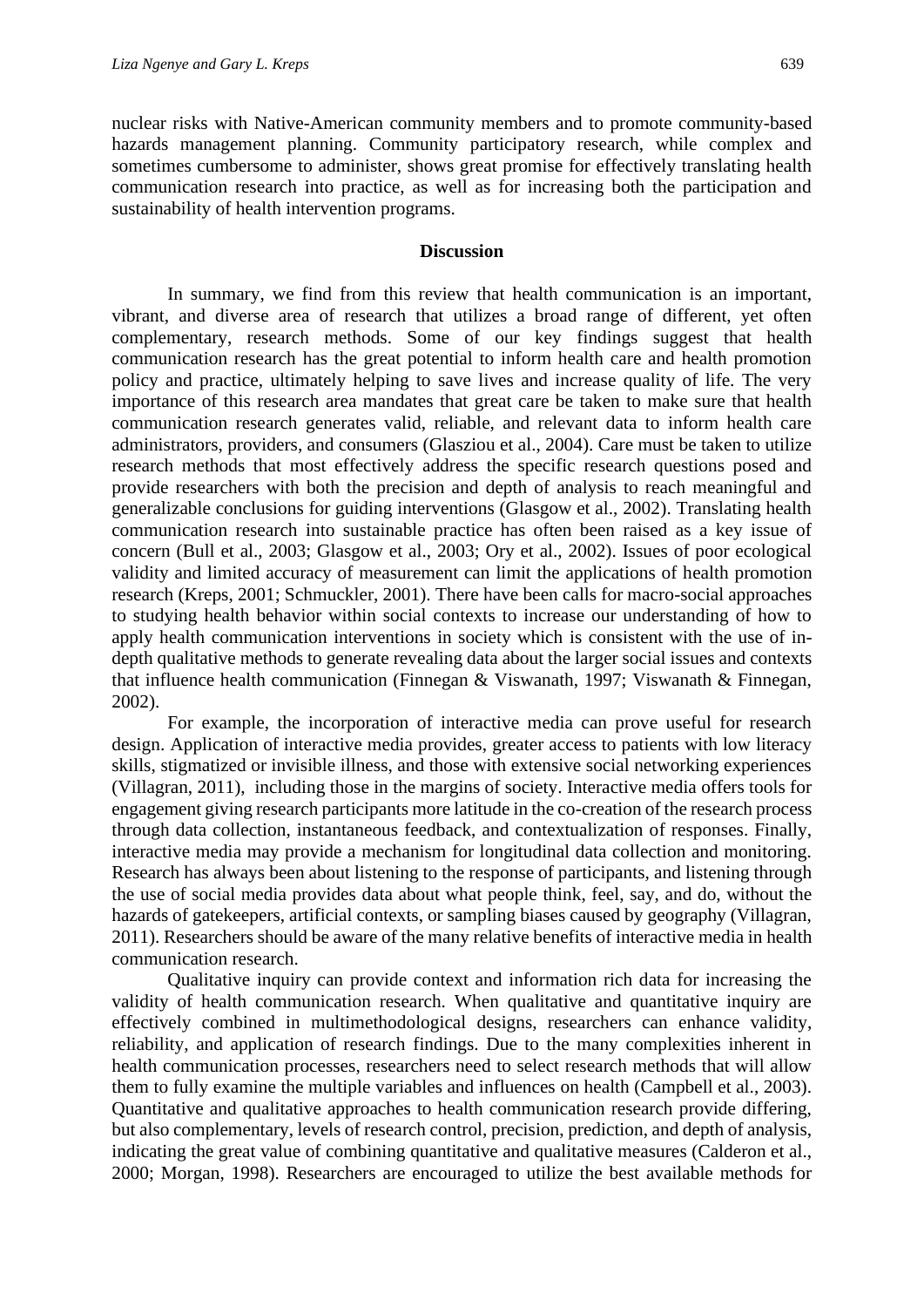nuclear risks with Native-American community members and to promote community-based hazards management planning. Community participatory research, while complex and sometimes cumbersome to administer, shows great promise for effectively translating health communication research into practice, as well as for increasing both the participation and sustainability of health intervention programs.

## Discussion

In summary, we find from this review that health communication is an important, vibrant, and diverse area of research that utilizes a broad range of different, yet often complementary, research methods. Some of our key findings suggest that health communication research has the great potential to inform health care and health promotion policy and practice, ultimately helping to save lives and increase quality of life. The very importance of this research area mandates that great care be taken to make sure that health communication research generates valid, reliable, and relevant data to inform health care administrators, providers, and consumers (Glasziou et al., 2004). Care must be taken to utilize research methods that most effectively address the specific research questions posed and provide researchers with both the precision and depth of analysis to reach meaningful and generalizable conclusions for guiding interventions (Glasgow et al., 2002). Translating health communication research into sustainable practice has often been raised as a key issue of concern (Bull et al., 2003; Glasgow et al., 2003; Ory et al., 2002). Issues of poor ecological validity and limited accuracy of measurement can limit the applications of health promotion research (Kreps, 2001; Schmuckler, 2001). There have been calls for macro-social approaches to studying health behavior within social contexts to increase our understanding of how to apply health communication interventions in society which is consistent with the use of in-depth qualitative methods to generate revealing data about the larger social issues and contexts that influence health communication (Finnegan & Viswanath, 1997; Viswanath & Finnegan, 2002).

For example, the incorporation of interactive media can prove useful for research design. Application of interactive media provides, greater access to patients with low literacy skills, stigmatized or invisible illness, and those with extensive social networking experiences (Villagran, 2011), including those in the margins of society. Interactive media offers tools for engagement giving research participants more latitude in the co-creation of the research process through data collection, instantaneous feedback, and contextualization of responses. Finally, interactive media may provide a mechanism for longitudinal data collection and monitoring. Research has always been about listening to the response of participants, and listening through the use of social media provides data about what people think, feel, say, and do, without the hazards of gatekeepers, artificial contexts, or sampling biases caused by geography (Villagran, 2011). Researchers should be aware of the many relative benefits of interactive media in health communication research.

Qualitative inquiry can provide context and information rich data for increasing the validity of health communication research. When qualitative and quantitative inquiry are effectively combined in multimethodological designs, researchers can enhance validity, reliability, and application of research findings. Due to the many complexities inherent in health communication processes, researchers need to select research methods that will allow them to fully examine the multiple variables and influences on health (Campbell et al., 2003). Quantitative and qualitative approaches to health communication research provide differing, but also complementary, levels of research control, precision, prediction, and depth of analysis, indicating the great value of combining quantitative and qualitative measures (Calderon et al., 2000; Morgan, 1998). Researchers are encouraged to utilize the best available methods for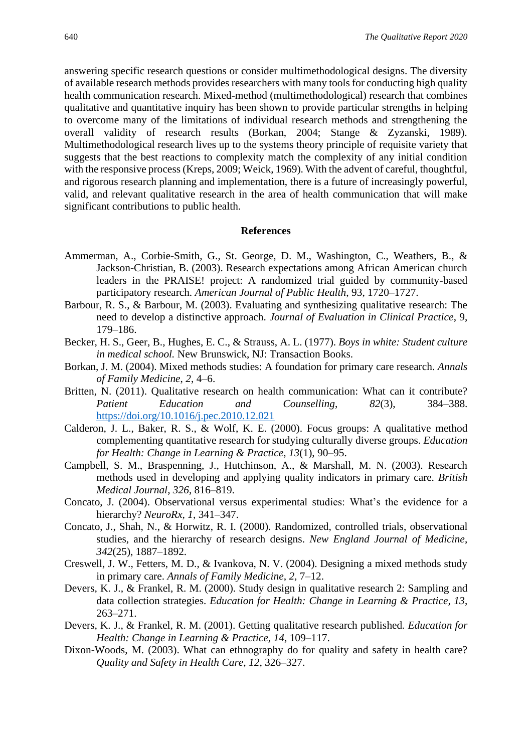answering specific research questions or consider multimethodological designs. The diversity of available research methods provides researchers with many tools for conducting high quality health communication research. Mixed-method (multimethodological) research that combines qualitative and quantitative inquiry has been shown to provide particular strengths in helping to overcome many of the limitations of individual research methods and strengthening the overall validity of research results (Borkan, 2004; Stange & Zyzanski, 1989). Multimethodological research lives up to the systems theory principle of requisite variety that suggests that the best reactions to complexity match the complexity of any initial condition with the responsive process (Kreps, 2009; Weick, 1969). With the advent of careful, thoughtful, and rigorous research planning and implementation, there is a future of increasingly powerful, valid, and relevant qualitative research in the area of health communication that will make significant contributions to public health.

## References

Ammerman, A., Corbie-Smith, G., St. George, D. M., Washington, C., Weathers, B., & Jackson-Christian, B. (2003). Research expectations among African American church leaders in the PRAISE! project: A randomized trial guided by community-based participatory research. *American Journal of Public Health*, 93, 1720–1727.

Barbour, R. S., & Barbour, M. (2003). Evaluating and synthesizing qualitative research: The need to develop a distinctive approach. *Journal of Evaluation in Clinical Practice*, 9, 179–186.

Becker, H. S., Geer, B., Hughes, E. C., & Strauss, A. L. (1977). *Boys in white: Student culture in medical school.* New Brunswick, NJ: Transaction Books.

Borkan, J. M. (2004). Mixed methods studies: A foundation for primary care research. *Annals of Family Medicine*, *2*, 4–6.

Britten, N. (2011). Qualitative research on health communication: What can it contribute? *Patient Education and Counselling*, *82*(3), 384–388. https://doi.org/10.1016/j.pec.2010.12.021

Calderon, J. L., Baker, R. S., & Wolf, K. E. (2000). Focus groups: A qualitative method complementing quantitative research for studying culturally diverse groups. *Education for Health: Change in Learning & Practice, 13*(1), 90–95.

Campbell, S. M., Braspenning, J., Hutchinson, A., & Marshall, M. N. (2003). Research methods used in developing and applying quality indicators in primary care. *British Medical Journal, 326*, 816–819.

Concato, J. (2004). Observational versus experimental studies: What's the evidence for a hierarchy? *NeuroRx*, *1*, 341–347.

Concato, J., Shah, N., & Horwitz, R. I. (2000). Randomized, controlled trials, observational studies, and the hierarchy of research designs. *New England Journal of Medicine*, *342*(25), 1887–1892.

Creswell, J. W., Fetters, M. D., & Ivankova, N. V. (2004). Designing a mixed methods study in primary care. *Annals of Family Medicine*, *2*, 7–12.

Devers, K. J., & Frankel, R. M. (2000). Study design in qualitative research 2: Sampling and data collection strategies. *Education for Health: Change in Learning & Practice, 13*, 263–271.

Devers, K. J., & Frankel, R. M. (2001). Getting qualitative research published. *Education for Health: Change in Learning & Practice, 14*, 109–117.

Dixon-Woods, M. (2003). What can ethnography do for quality and safety in health care? *Quality and Safety in Health Care, 12*, 326–327.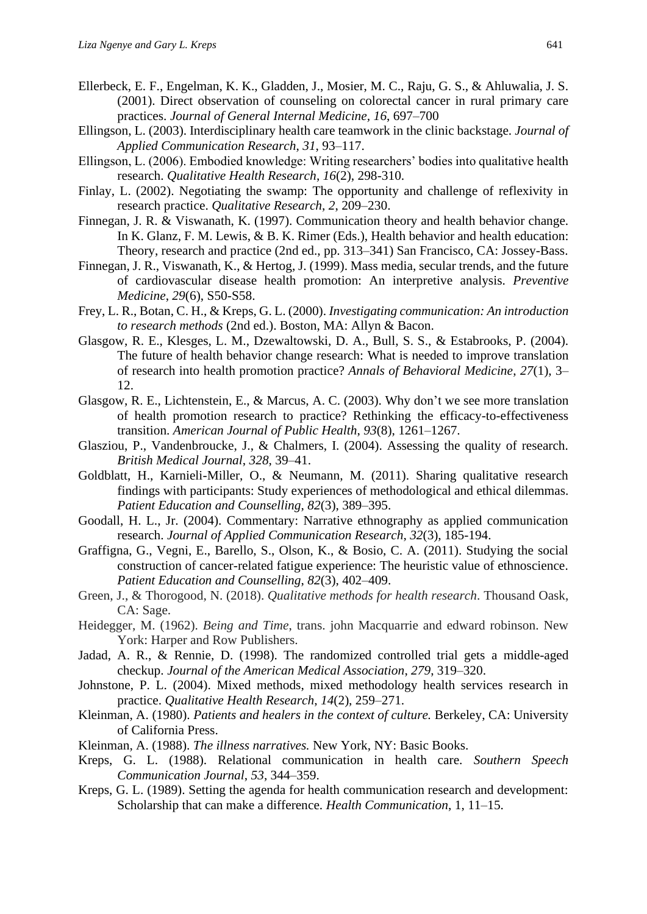Ellerbeck, E. F., Engelman, K. K., Gladden, J., Mosier, M. C., Raju, G. S., & Ahluwalia, J. S. (2001). Direct observation of counseling on colorectal cancer in rural primary care practices. *Journal of General Internal Medicine*, *16*, 697–700

Ellingson, L. (2003). Interdisciplinary health care teamwork in the clinic backstage. *Journal of Applied Communication Research*, *31*, 93–117.

Ellingson, L. (2006). Embodied knowledge: Writing researchers' bodies into qualitative health research. *Qualitative Health Research*, *16*(2), 298-310.

Finlay, L. (2002). Negotiating the swamp: The opportunity and challenge of reflexivity in research practice. *Qualitative Research*, *2*, 209–230.

Finnegan, J. R. & Viswanath, K. (1997). Communication theory and health behavior change. In K. Glanz, F. M. Lewis, & B. K. Rimer (Eds.), Health behavior and health education: Theory, research and practice (2nd ed., pp. 313–341) San Francisco, CA: Jossey-Bass.

Finnegan, J. R., Viswanath, K., & Hertog, J. (1999). Mass media, secular trends, and the future of cardiovascular disease health promotion: An interpretive analysis. *Preventive Medicine*, *29*(6), S50-S58.

Frey, L. R., Botan, C. H., & Kreps, G. L. (2000). *Investigating communication: An introduction to research methods* (2nd ed.). Boston, MA: Allyn & Bacon.

Glasgow, R. E., Klesges, L. M., Dzewaltowski, D. A., Bull, S. S., & Estabrooks, P. (2004). The future of health behavior change research: What is needed to improve translation of research into health promotion practice? *Annals of Behavioral Medicine*, *27*(1), 3–12.

Glasgow, R. E., Lichtenstein, E., & Marcus, A. C. (2003). Why don't we see more translation of health promotion research to practice? Rethinking the efficacy-to-effectiveness transition. *American Journal of Public Health*, *93*(8), 1261–1267.

Glasziou, P., Vandenbroucke, J., & Chalmers, I. (2004). Assessing the quality of research. *British Medical Journal*, *328*, 39–41.

Goldblatt, H., Karnieli-Miller, O., & Neumann, M. (2011). Sharing qualitative research findings with participants: Study experiences of methodological and ethical dilemmas. *Patient Education and Counselling*, *82*(3), 389–395.

Goodall, H. L., Jr. (2004). Commentary: Narrative ethnography as applied communication research. *Journal of Applied Communication Research*, *32*(3), 185-194.

Graffigna, G., Vegni, E., Barello, S., Olson, K., & Bosio, C. A. (2011). Studying the social construction of cancer-related fatigue experience: The heuristic value of ethnoscience. *Patient Education and Counselling*, *82*(3), 402–409.

Green, J., & Thorogood, N. (2018). *Qualitative methods for health research*. Thousand Oask, CA: Sage.

Heidegger, M. (1962). *Being and Time*, trans. john Macquarrie and edward robinson. New York: Harper and Row Publishers.

Jadad, A. R., & Rennie, D. (1998). The randomized controlled trial gets a middle-aged checkup. *Journal of the American Medical Association*, *279*, 319–320.

Johnstone, P. L. (2004). Mixed methods, mixed methodology health services research in practice. *Qualitative Health Research*, *14*(2), 259–271.

Kleinman, A. (1980). *Patients and healers in the context of culture.* Berkeley, CA: University of California Press.

Kleinman, A. (1988). *The illness narratives.* New York, NY: Basic Books.

Kreps, G. L. (1988). Relational communication in health care. *Southern Speech Communication Journal*, *53*, 344–359.

Kreps, G. L. (1989). Setting the agenda for health communication research and development: Scholarship that can make a difference. *Health Communication*, 1, 11–15.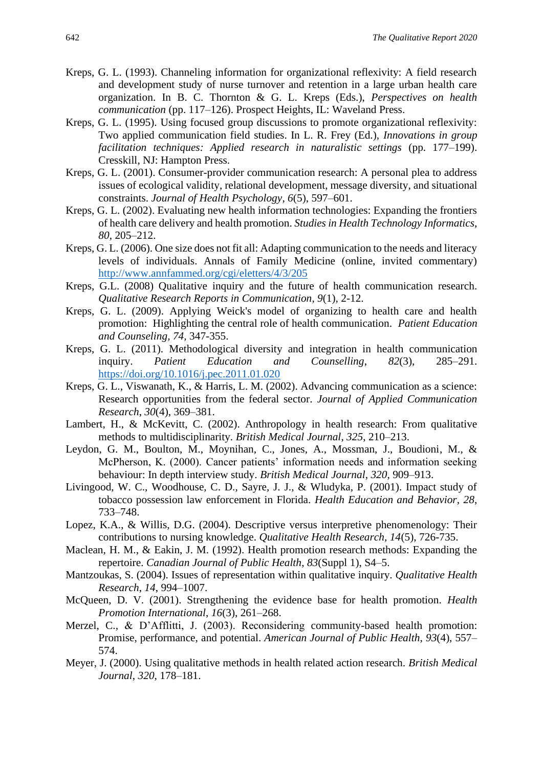Kreps, G. L. (1993). Channeling information for organizational reflexivity: A field research and development study of nurse turnover and retention in a large urban health care organization. In B. C. Thornton & G. L. Kreps (Eds.), *Perspectives on health communication* (pp. 117–126). Prospect Heights, IL: Waveland Press.

Kreps, G. L. (1995). Using focused group discussions to promote organizational reflexivity: Two applied communication field studies. In L. R. Frey (Ed.), *Innovations in group facilitation techniques: Applied research in naturalistic settings* (pp. 177–199). Cresskill, NJ: Hampton Press.

Kreps, G. L. (2001). Consumer-provider communication research: A personal plea to address issues of ecological validity, relational development, message diversity, and situational constraints. *Journal of Health Psychology*, *6*(5), 597–601.

Kreps, G. L. (2002). Evaluating new health information technologies: Expanding the frontiers of health care delivery and health promotion. *Studies in Health Technology Informatics*, *80*, 205–212.

Kreps, G. L. (2006). One size does not fit all: Adapting communication to the needs and literacy levels of individuals. Annals of Family Medicine (online, invited commentary) http://www.annfammed.org/cgi/eletters/4/3/205

Kreps, G.L. (2008) Qualitative inquiry and the future of health communication research. *Qualitative Research Reports in Communication*, *9*(1), 2-12.

Kreps, G. L. (2009). Applying Weick's model of organizing to health care and health promotion: Highlighting the central role of health communication. *Patient Education and Counseling, 74,* 347-355.

Kreps, G. L. (2011). Methodological diversity and integration in health communication inquiry. *Patient Education and Counselling*, *82*(3), 285–291. https://doi.org/10.1016/j.pec.2011.01.020

Kreps, G. L., Viswanath, K., & Harris, L. M. (2002). Advancing communication as a science: Research opportunities from the federal sector. *Journal of Applied Communication Research, 30*(4), 369–381.

Lambert, H., & McKevitt, C. (2002). Anthropology in health research: From qualitative methods to multidisciplinarity. *British Medical Journal*, *325*, 210–213.

Leydon, G. M., Boulton, M., Moynihan, C., Jones, A., Mossman, J., Boudioni, M., & McPherson, K. (2000). Cancer patients' information needs and information seeking behaviour: In depth interview study. *British Medical Journal*, *320*, 909–913.

Livingood, W. C., Woodhouse, C. D., Sayre, J. J., & Wludyka, P. (2001). Impact study of tobacco possession law enforcement in Florida. *Health Education and Behavior, 28*, 733–748.

Lopez, K.A., & Willis, D.G. (2004). Descriptive versus interpretive phenomenology: Their contributions to nursing knowledge. *Qualitative Health Research, 14*(5), 726-735.

Maclean, H. M., & Eakin, J. M. (1992). Health promotion research methods: Expanding the repertoire. *Canadian Journal of Public Health, 83*(Suppl 1), S4–5.

Mantzoukas, S. (2004). Issues of representation within qualitative inquiry. *Qualitative Health Research*, *14*, 994–1007.

McQueen, D. V. (2001). Strengthening the evidence base for health promotion. *Health Promotion International*, *16*(3), 261–268.

Merzel, C., & D'Afflitti, J. (2003). Reconsidering community-based health promotion: Promise, performance, and potential. *American Journal of Public Health*, *93*(4), 557–574.

Meyer, J. (2000). Using qualitative methods in health related action research. *British Medical Journal*, *320*, 178–181.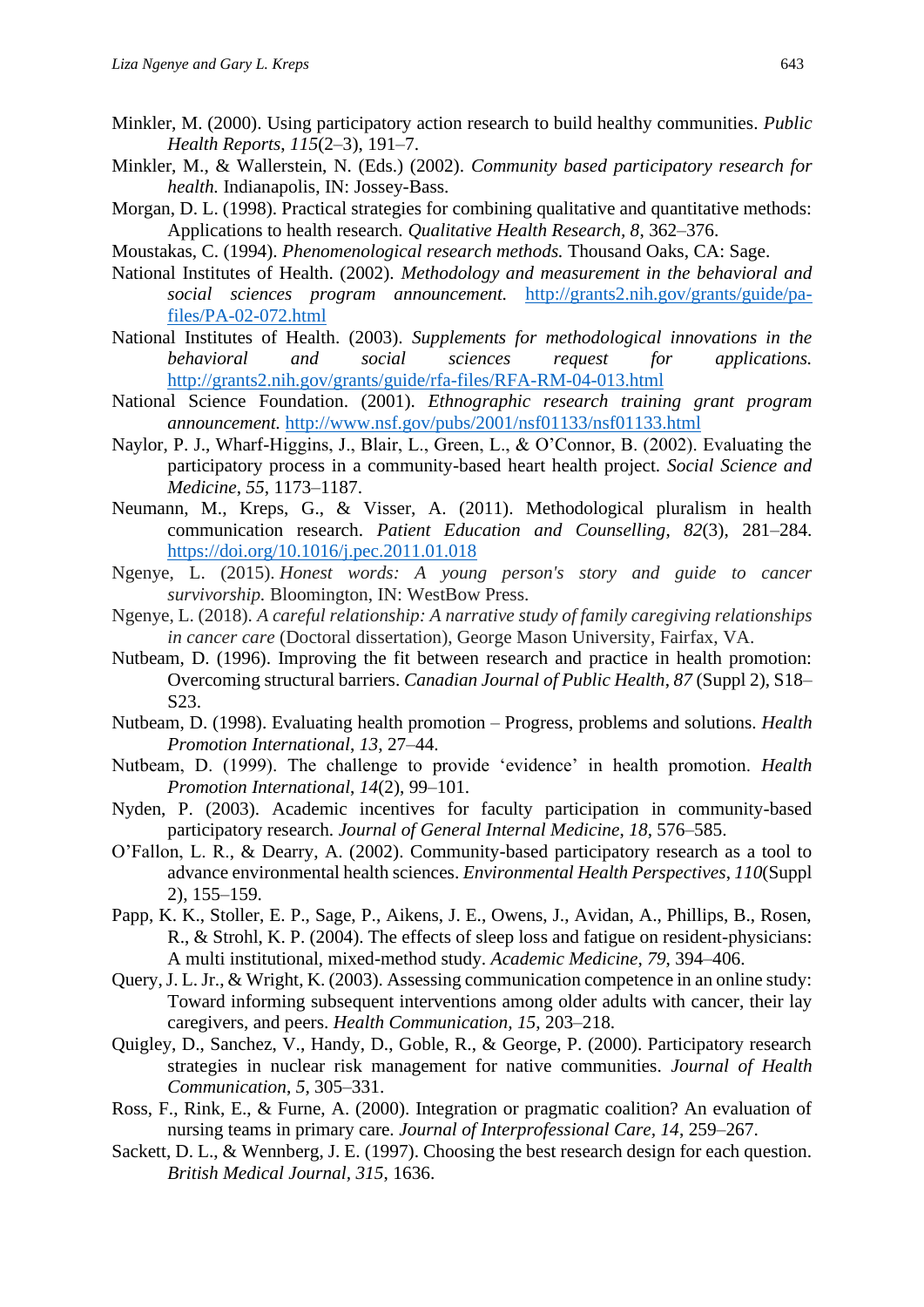Minkler, M. (2000). Using participatory action research to build healthy communities. *Public Health Reports*, *115*(2–3), 191–7.

Minkler, M., & Wallerstein, N. (Eds.) (2002). *Community based participatory research for health.* Indianapolis, IN: Jossey-Bass.

Morgan, D. L. (1998). Practical strategies for combining qualitative and quantitative methods: Applications to health research. *Qualitative Health Research, 8*, 362–376.

Moustakas, C. (1994). *Phenomenological research methods.* Thousand Oaks, CA: Sage.

National Institutes of Health. (2002). *Methodology and measurement in the behavioral and social sciences program announcement.* http://grants2.nih.gov/grants/guide/pa-files/PA-02-072.html

National Institutes of Health. (2003). *Supplements for methodological innovations in the behavioral and social sciences request for applications.* http://grants2.nih.gov/grants/guide/rfa-files/RFA-RM-04-013.html

National Science Foundation. (2001). *Ethnographic research training grant program announcement.* http://www.nsf.gov/pubs/2001/nsf01133/nsf01133.html

Naylor, P. J., Wharf-Higgins, J., Blair, L., Green, L., & O'Connor, B. (2002). Evaluating the participatory process in a community-based heart health project. *Social Science and Medicine*, *55*, 1173–1187.

Neumann, M., Kreps, G., & Visser, A. (2011). Methodological pluralism in health communication research. *Patient Education and Counselling*, *82*(3), 281–284. https://doi.org/10.1016/j.pec.2011.01.018

Ngenye, L. (2015). *Honest words: A young person's story and guide to cancer survivorship.* Bloomington, IN: WestBow Press.

Ngenye, L. (2018). *A careful relationship: A narrative study of family caregiving relationships in cancer care* (Doctoral dissertation), George Mason University, Fairfax, VA.

Nutbeam, D. (1996). Improving the fit between research and practice in health promotion: Overcoming structural barriers. *Canadian Journal of Public Health*, *87* (Suppl 2), S18–S23.

Nutbeam, D. (1998). Evaluating health promotion – Progress, problems and solutions. *Health Promotion International*, *13*, 27–44.

Nutbeam, D. (1999). The challenge to provide 'evidence' in health promotion. *Health Promotion International*, *14*(2), 99–101.

Nyden, P. (2003). Academic incentives for faculty participation in community-based participatory research. *Journal of General Internal Medicine*, *18*, 576–585.

O'Fallon, L. R., & Dearry, A. (2002). Community-based participatory research as a tool to advance environmental health sciences. *Environmental Health Perspectives*, *110*(Suppl 2), 155–159.

Papp, K. K., Stoller, E. P., Sage, P., Aikens, J. E., Owens, J., Avidan, A., Phillips, B., Rosen, R., & Strohl, K. P. (2004). The effects of sleep loss and fatigue on resident-physicians: A multi institutional, mixed-method study. *Academic Medicine*, *79*, 394–406.

Query, J. L. Jr., & Wright, K. (2003). Assessing communication competence in an online study: Toward informing subsequent interventions among older adults with cancer, their lay caregivers, and peers. *Health Communication*, *15*, 203–218.

Quigley, D., Sanchez, V., Handy, D., Goble, R., & George, P. (2000). Participatory research strategies in nuclear risk management for native communities. *Journal of Health Communication*, *5*, 305–331.

Ross, F., Rink, E., & Furne, A. (2000). Integration or pragmatic coalition? An evaluation of nursing teams in primary care. *Journal of Interprofessional Care*, *14*, 259–267.

Sackett, D. L., & Wennberg, J. E. (1997). Choosing the best research design for each question. *British Medical Journal*, *315*, 1636.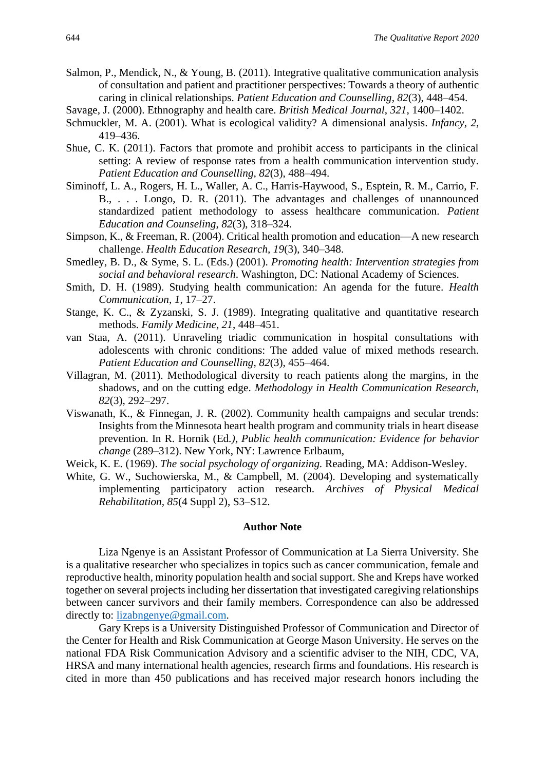Salmon, P., Mendick, N., & Young, B. (2011). Integrative qualitative communication analysis of consultation and patient and practitioner perspectives: Towards a theory of authentic caring in clinical relationships. *Patient Education and Counselling*, *82*(3), 448–454.

Savage, J. (2000). Ethnography and health care. *British Medical Journal*, *321*, 1400–1402.

Schmuckler, M. A. (2001). What is ecological validity? A dimensional analysis. *Infancy*, *2*, 419–436.

Shue, C. K. (2011). Factors that promote and prohibit access to participants in the clinical setting: A review of response rates from a health communication intervention study. *Patient Education and Counselling*, *82*(3), 488–494.

Siminoff, L. A., Rogers, H. L., Waller, A. C., Harris-Haywood, S., Esptein, R. M., Carrio, F. B., . . . Longo, D. R. (2011). The advantages and challenges of unannounced standardized patient methodology to assess healthcare communication. *Patient Education and Counseling*, *82*(3), 318–324.

Simpson, K., & Freeman, R. (2004). Critical health promotion and education—A new research challenge. *Health Education Research*, *19*(3), 340–348.

Smedley, B. D., & Syme, S. L. (Eds.) (2001). *Promoting health: Intervention strategies from social and behavioral research*. Washington, DC: National Academy of Sciences.

Smith, D. H. (1989). Studying health communication: An agenda for the future. *Health Communication*, *1*, 17–27.

Stange, K. C., & Zyzanski, S. J. (1989). Integrating qualitative and quantitative research methods. *Family Medicine*, *21*, 448–451.

van Staa, A. (2011). Unraveling triadic communication in hospital consultations with adolescents with chronic conditions: The added value of mixed methods research. *Patient Education and Counselling*, *82*(3), 455–464.

Villagran, M. (2011). Methodological diversity to reach patients along the margins, in the shadows, and on the cutting edge. *Methodology in Health Communication Research*, *82*(3), 292–297.

Viswanath, K., & Finnegan, J. R. (2002). Community health campaigns and secular trends: Insights from the Minnesota heart health program and community trials in heart disease prevention. In R. Hornik (Ed*.)*, *Public health communication: Evidence for behavior change* (289–312). New York, NY: Lawrence Erlbaum,

Weick, K. E. (1969). *The social psychology of organizing.* Reading, MA: Addison-Wesley.

White, G. W., Suchowierska, M., & Campbell, M. (2004). Developing and systematically implementing participatory action research. *Archives of Physical Medical Rehabilitation*, *85*(4 Suppl 2), S3–S12.

## Author Note

Liza Ngenye is an Assistant Professor of Communication at La Sierra University. She is a qualitative researcher who specializes in topics such as cancer communication, female and reproductive health, minority population health and social support. She and Kreps have worked together on several projects including her dissertation that investigated caregiving relationships between cancer survivors and their family members. Correspondence can also be addressed directly to: lizabngenye@gmail.com.

Gary Kreps is a University Distinguished Professor of Communication and Director of the Center for Health and Risk Communication at George Mason University. He serves on the national FDA Risk Communication Advisory and a scientific adviser to the NIH, CDC, VA, HRSA and many international health agencies, research firms and foundations. His research is cited in more than 450 publications and has received major research honors including the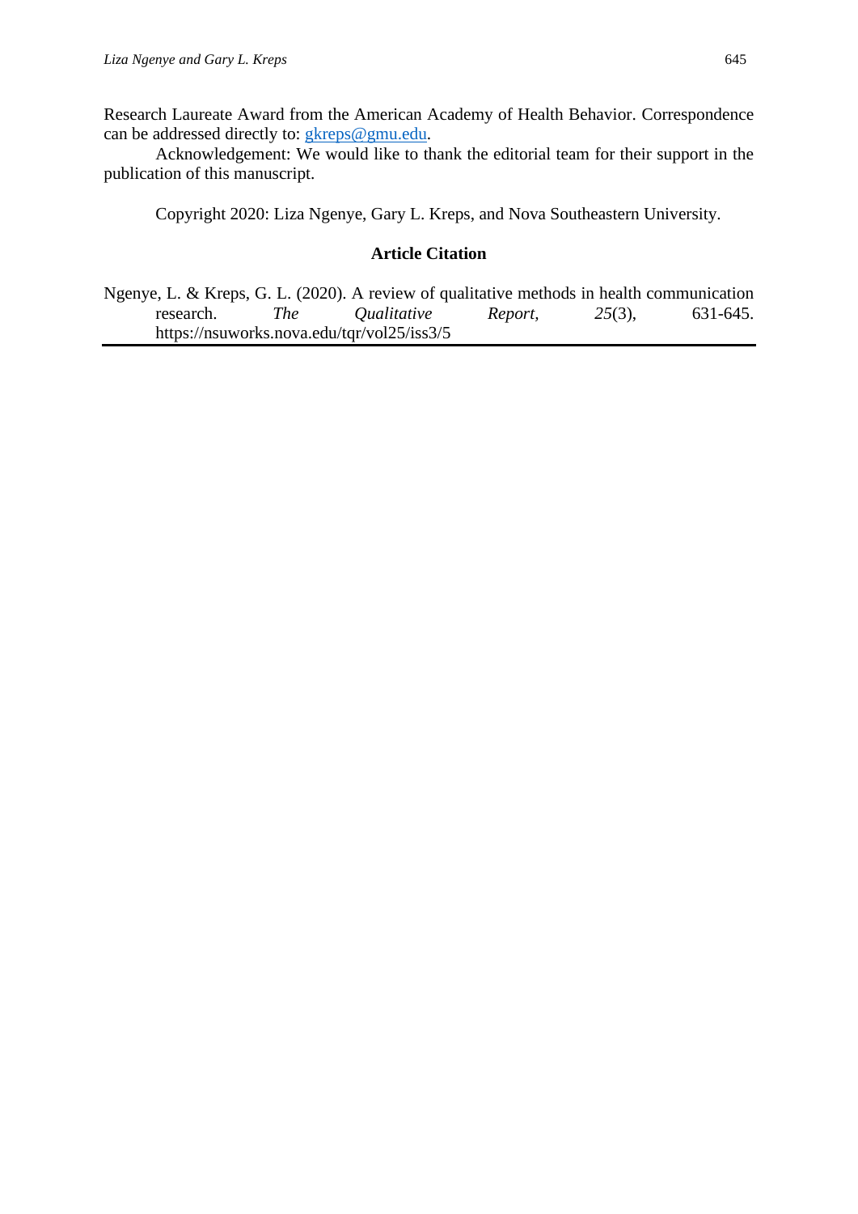Research Laureate Award from the American Academy of Health Behavior. Correspondence can be addressed directly to: gkreps@gmu.edu.

Acknowledgement: We would like to thank the editorial team for their support in the publication of this manuscript.

Copyright 2020: Liza Ngenye, Gary L. Kreps, and Nova Southeastern University.

## Article Citation

Ngenye, L. & Kreps, G. L. (2020). A review of qualitative methods in health communication research. *The Qualitative Report, 25*(3), 631-645. https://nsuworks.nova.edu/tqr/vol25/iss3/5